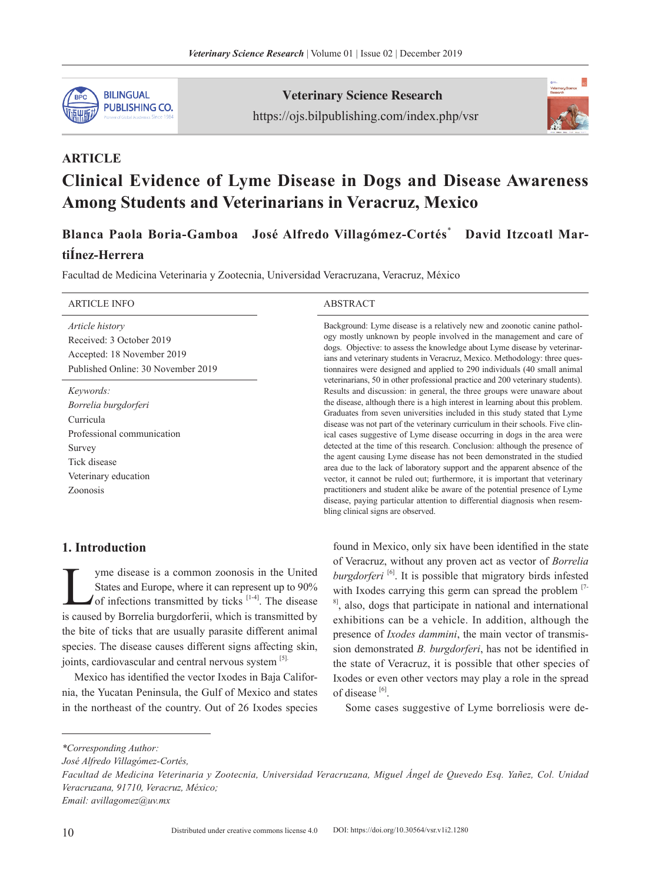## ARTICLE

# Clinical Evidence of Lyme Disease in Dogs and Disease Awareness Among Students and Veterinarians in Veracruz, Mexico

**Blanca Paola Boria-Gamboa José Alfredo Villagómez-Cortés[*] David Itzcoatl Martínez-Herrera**

Facultad de Medicina Veterinaria y Zootecnia, Universidad Veracruzana, Veracruz, México

| ARTICLE INFO | ABSTRACT |
|---|---|
| *Article history*<br>Received: 3 October 2019<br>Accepted: 18 November 2019<br>Published Online: 30 November 2019<br><br>*Keywords:*<br>*Borrelia burgdorferi*<br>Curricula<br>Professional communication<br>Survey<br>Tick disease<br>Veterinary education<br>Zoonosis | Background: Lyme disease is a relatively new and zoonotic canine pathology mostly unknown by people involved in the management and care of dogs. Objective: to assess the knowledge about Lyme disease by veterinarians and veterinary students in Veracruz, Mexico. Methodology: three questionnaires were designed and applied to 290 individuals (40 small animal veterinarians, 50 in other professional practice and 200 veterinary students). Results and discussion: in general, the three groups were unaware about the disease, although there is a high interest in learning about this problem. Graduates from seven universities included in this study stated that Lyme disease was not part of the veterinary curriculum in their schools. Five clinical cases suggestive of Lyme disease occurring in dogs in the area were detected at the time of this research. Conclusion: although the presence of the agent causing Lyme disease has not been demonstrated in the studied area due to the lack of laboratory support and the apparent absence of the vector, it cannot be ruled out; furthermore, it is important that veterinary practitioners and student alike be aware of the potential presence of Lyme disease, paying particular attention to differential diagnosis when resembling clinical signs are observed. |

## 1. Introduction

Lyme disease is a common zoonosis in the United States and Europe, where it can represent up to 90% of infections transmitted by ticks [1-4]. The disease is caused by Borrelia burgdorferii, which is transmitted by the bite of ticks that are usually parasite different animal species. The disease causes different signs affecting skin, joints, cardiovascular and central nervous system [5].

Mexico has identified the vector Ixodes in Baja California, the Yucatan Peninsula, the Gulf of Mexico and states in the northeast of the country. Out of 26 Ixodes species found in Mexico, only six have been identified in the state of Veracruz, without any proven act as vector of *Borrelia burgdorferi* [6]. It is possible that migratory birds infested with Ixodes carrying this germ can spread the problem [7-8], also, dogs that participate in national and international exhibitions can be a vehicle. In addition, although the presence of *Ixodes dammini*, the main vector of transmission demonstrated *B. burgdorferi*, has not be identified in the state of Veracruz, it is possible that other species of Ixodes or even other vectors may play a role in the spread of disease [6].

Some cases suggestive of Lyme borreliosis were de-

---

**Corresponding Author:*
*José Alfredo Villagómez-Cortés,*
*Facultad de Medicina Veterinaria y Zootecnia, Universidad Veracruzana, Miguel Ángel de Quevedo Esq. Yañez, Col. Unidad Veracruzana, 91710, Veracruz, México;*
*Email: avillagomez@uv.mx*

Distributed under creative commons license 4.0 DOI: https://doi.org/10.30564/vsr.v1i2.1280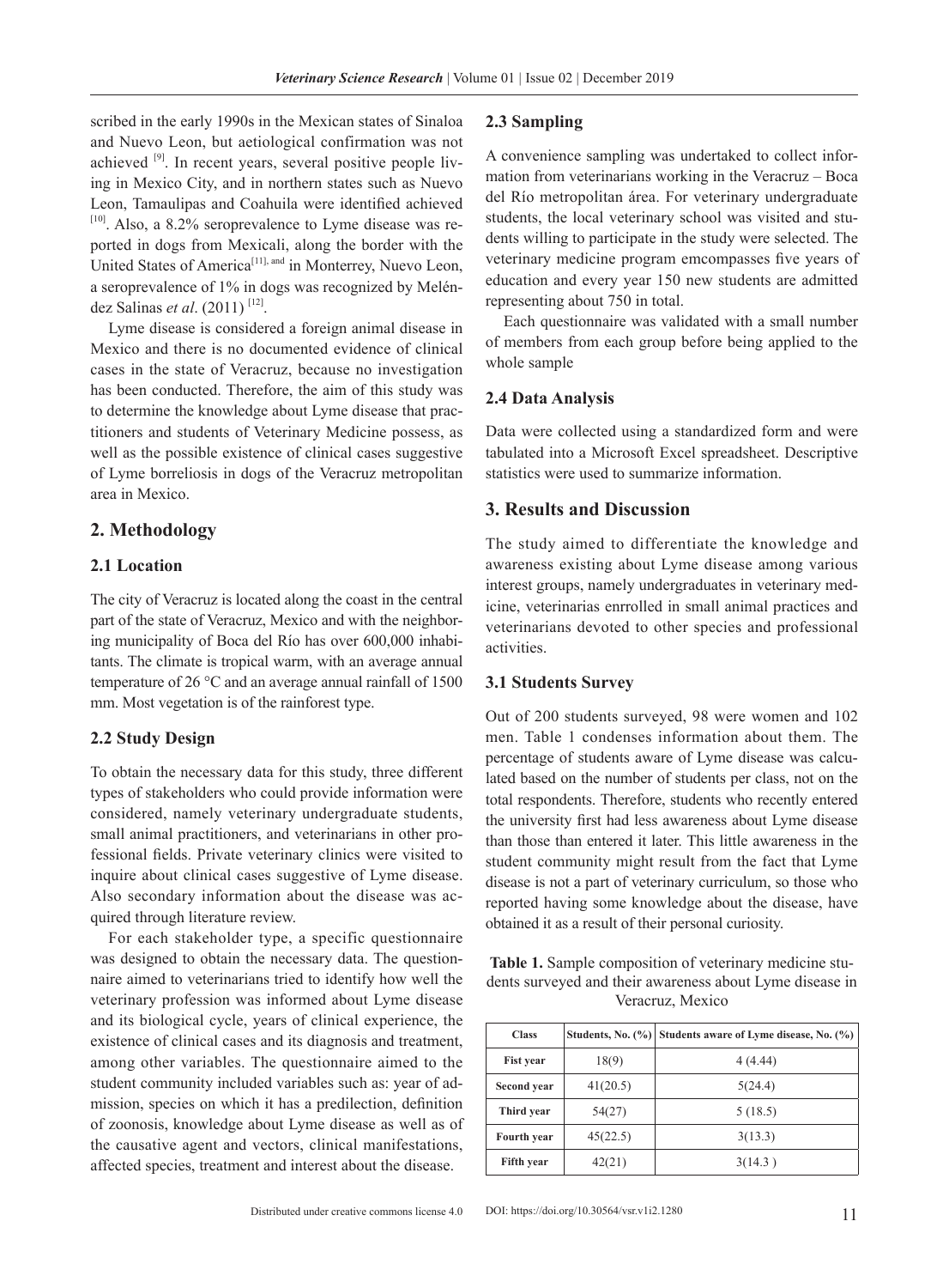scribed in the early 1990s in the Mexican states of Sinaloa and Nuevo Leon, but aetiological confirmation was not achieved [9]. In recent years, several positive people living in Mexico City, and in northern states such as Nuevo Leon, Tamaulipas and Coahuila were identified achieved [10]. Also, a 8.2% seroprevalence to Lyme disease was reported in dogs from Mexicali, along the border with the United States of America[11], and in Monterrey, Nuevo Leon, a seroprevalence of 1% in dogs was recognized by Meléndez Salinas *et al*. (2011) [12].

Lyme disease is considered a foreign animal disease in Mexico and there is no documented evidence of clinical cases in the state of Veracruz, because no investigation has been conducted. Therefore, the aim of this study was to determine the knowledge about Lyme disease that practitioners and students of Veterinary Medicine possess, as well as the possible existence of clinical cases suggestive of Lyme borreliosis in dogs of the Veracruz metropolitan area in Mexico.

## 2. Methodology

### 2.1 Location

The city of Veracruz is located along the coast in the central part of the state of Veracruz, Mexico and with the neighboring municipality of Boca del Río has over 600,000 inhabitants. The climate is tropical warm, with an average annual temperature of 26 °C and an average annual rainfall of 1500 mm. Most vegetation is of the rainforest type.

### 2.2 Study Design

To obtain the necessary data for this study, three different types of stakeholders who could provide information were considered, namely veterinary undergraduate students, small animal practitioners, and veterinarians in other professional fields. Private veterinary clinics were visited to inquire about clinical cases suggestive of Lyme disease. Also secondary information about the disease was acquired through literature review.

For each stakeholder type, a specific questionnaire was designed to obtain the necessary data. The questionnaire aimed to veterinarians tried to identify how well the veterinary profession was informed about Lyme disease and its biological cycle, years of clinical experience, the existence of clinical cases and its diagnosis and treatment, among other variables. The questionnaire aimed to the student community included variables such as: year of admission, species on which it has a predilection, definition of zoonosis, knowledge about Lyme disease as well as of the causative agent and vectors, clinical manifestations, affected species, treatment and interest about the disease.

### 2.3 Sampling

A convenience sampling was undertaked to collect information from veterinarians working in the Veracruz – Boca del Río metropolitan área. For veterinary undergraduate students, the local veterinary school was visited and students willing to participate in the study were selected. The veterinary medicine program emcompasses five years of education and every year 150 new students are admitted representing about 750 in total.

Each questionnaire was validated with a small number of members from each group before being applied to the whole sample

### 2.4 Data Analysis

Data were collected using a standardized form and were tabulated into a Microsoft Excel spreadsheet. Descriptive statistics were used to summarize information.

## 3. Results and Discussion

The study aimed to differentiate the knowledge and awareness existing about Lyme disease among various interest groups, namely undergraduates in veterinary medicine, veterinarias enrrolled in small animal practices and veterinarians devoted to other species and professional activities.

### 3.1 Students Survey

Out of 200 students surveyed, 98 were women and 102 men. Table 1 condenses information about them. The percentage of students aware of Lyme disease was calculated based on the number of students per class, not on the total respondents. Therefore, students who recently entered the university first had less awareness about Lyme disease than those than entered it later. This little awareness in the student community might result from the fact that Lyme disease is not a part of veterinary curriculum, so those who reported having some knowledge about the disease, have obtained it as a result of their personal curiosity.

**Table 1.** Sample composition of veterinary medicine students surveyed and their awareness about Lyme disease in Veracruz, Mexico

| Class | Students, No. (%) | Students aware of Lyme disease, No. (%) |
|---|---|---|
| Fist year | 18(9) | 4 (4.44) |
| Second year | 41(20.5) | 5(24.4) |
| Third year | 54(27) | 5 (18.5) |
| Fourth year | 45(22.5) | 3(13.3) |
| Fifth year | 42(21) | 3(14.3 ) |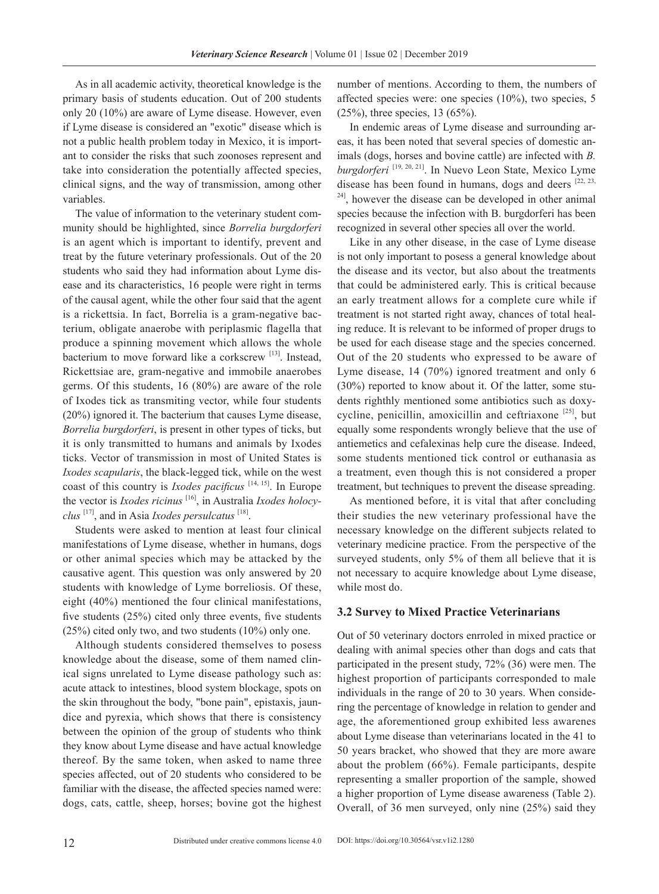As in all academic activity, theoretical knowledge is the primary basis of students education. Out of 200 students only 20 (10%) are aware of Lyme disease. However, even if Lyme disease is considered an "exotic" disease which is not a public health problem today in Mexico, it is important to consider the risks that such zoonoses represent and take into consideration the potentially affected species, clinical signs, and the way of transmission, among other variables.

The value of information to the veterinary student community should be highlighted, since *Borrelia burgdorferi* is an agent which is important to identify, prevent and treat by the future veterinary professionals. Out of the 20 students who said they had information about Lyme disease and its characteristics, 16 people were right in terms of the causal agent, while the other four said that the agent is a rickettsia. In fact, Borrelia is a gram-negative bacterium, obligate anaerobe with periplasmic flagella that produce a spinning movement which allows the whole bacterium to move forward like a corkscrew [13]. Instead, Rickettsiae are, gram-negative and immobile anaerobes germs. Of this students, 16 (80%) are aware of the role of Ixodes tick as transmiting vector, while four students (20%) ignored it. The bacterium that causes Lyme disease, *Borrelia burgdorferi*, is present in other types of ticks, but it is only transmitted to humans and animals by Ixodes ticks. Vector of transmission in most of United States is *Ixodes scapularis*, the black-legged tick, while on the west coast of this country is *Ixodes pacificus* [14, 15]. In Europe the vector is *Ixodes ricinus* [16], in Australia *Ixodes holocyclus* [17], and in Asia *Ixodes persulcatus* [18].

Students were asked to mention at least four clinical manifestations of Lyme disease, whether in humans, dogs or other animal species which may be attacked by the causative agent. This question was only answered by 20 students with knowledge of Lyme borreliosis. Of these, eight (40%) mentioned the four clinical manifestations, five students (25%) cited only three events, five students (25%) cited only two, and two students (10%) only one.

Although students considered themselves to posess knowledge about the disease, some of them named clinical signs unrelated to Lyme disease pathology such as: acute attack to intestines, blood system blockage, spots on the skin throughout the body, "bone pain", epistaxis, jaundice and pyrexia, which shows that there is consistency between the opinion of the group of students who think they know about Lyme disease and have actual knowledge thereof. By the same token, when asked to name three species affected, out of 20 students who considered to be familiar with the disease, the affected species named were: dogs, cats, cattle, sheep, horses; bovine got the highest number of mentions. According to them, the numbers of affected species were: one species (10%), two species, 5 (25%), three species, 13 (65%).

In endemic areas of Lyme disease and surrounding areas, it has been noted that several species of domestic animals (dogs, horses and bovine cattle) are infected with *B. burgdorferi* [19, 20, 21]. In Nuevo Leon State, Mexico Lyme disease has been found in humans, dogs and deers [22, 23, 24], however the disease can be developed in other animal species because the infection with B. burgdorferi has been recognized in several other species all over the world.

Like in any other disease, in the case of Lyme disease is not only important to posess a general knowledge about the disease and its vector, but also about the treatments that could be administered early. This is critical because an early treatment allows for a complete cure while if treatment is not started right away, chances of total healing reduce. It is relevant to be informed of proper drugs to be used for each disease stage and the species concerned. Out of the 20 students who expressed to be aware of Lyme disease, 14 (70%) ignored treatment and only 6 (30%) reported to know about it. Of the latter, some students righthly mentioned some antibiotics such as doxycycline, penicillin, amoxicillin and ceftriaxone [25], but equally some respondents wrongly believe that the use of antiemetics and cefalexinas help cure the disease. Indeed, some students mentioned tick control or euthanasia as a treatment, even though this is not considered a proper treatment, but techniques to prevent the disease spreading.

As mentioned before, it is vital that after concluding their studies the new veterinary professional have the necessary knowledge on the different subjects related to veterinary medicine practice. From the perspective of the surveyed students, only 5% of them all believe that it is not necessary to acquire knowledge about Lyme disease, while most do.

### 3.2 Survey to Mixed Practice Veterinarians

Out of 50 veterinary doctors enrroled in mixed practice or dealing with animal species other than dogs and cats that participated in the present study, 72% (36) were men. The highest proportion of participants corresponded to male individuals in the range of 20 to 30 years. When considering the percentage of knowledge in relation to gender and age, the aforementioned group exhibited less awarenes about Lyme disease than veterinarians located in the 41 to 50 years bracket, who showed that they are more aware about the problem (66%). Female participants, despite representing a smaller proportion of the sample, showed a higher proportion of Lyme disease awareness (Table 2). Overall, of 36 men surveyed, only nine (25%) said they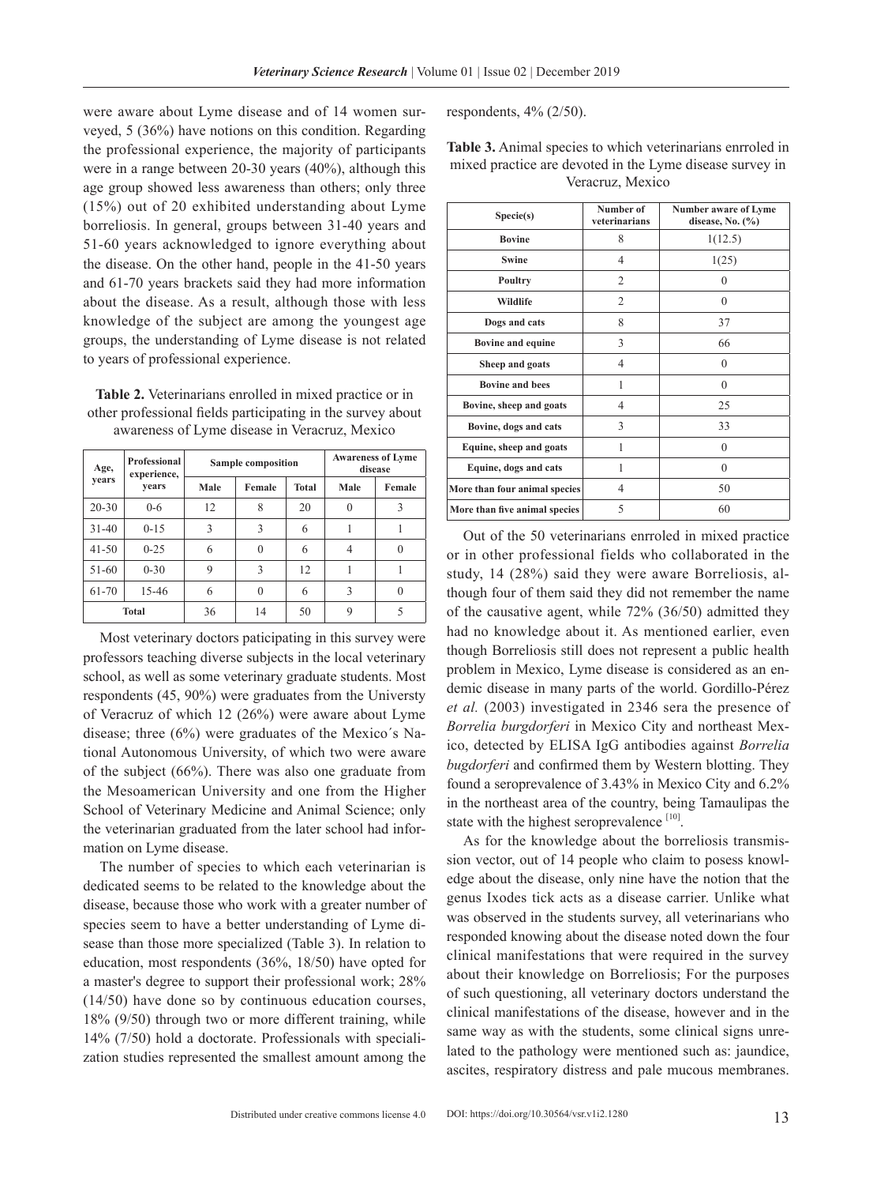were aware about Lyme disease and of 14 women surveyed, 5 (36%) have notions on this condition. Regarding the professional experience, the majority of participants were in a range between 20-30 years (40%), although this age group showed less awareness than others; only three (15%) out of 20 exhibited understanding about Lyme borreliosis. In general, groups between 31-40 years and 51-60 years acknowledged to ignore everything about the disease. On the other hand, people in the 41-50 years and 61-70 years brackets said they had more information about the disease. As a result, although those with less knowledge of the subject are among the youngest age groups, the understanding of Lyme disease is not related to years of professional experience.

**Table 2.** Veterinarians enrolled in mixed practice or in other professional fields participating in the survey about awareness of Lyme disease in Veracruz, Mexico

| Age, years | Professional experience, years | Sample composition | | | Awareness of Lyme disease | |
|---|---|---|---|---|---|---|
| | | Male | Female | Total | Male | Female |
| 20-30 | 0-6 | 12 | 8 | 20 | 0 | 3 |
| 31-40 | 0-15 | 3 | 3 | 6 | 1 | 1 |
| 41-50 | 0-25 | 6 | 0 | 6 | 4 | 0 |
| 51-60 | 0-30 | 9 | 3 | 12 | 1 | 1 |
| 61-70 | 15-46 | 6 | 0 | 6 | 3 | 0 |
| Total | | 36 | 14 | 50 | 9 | 5 |

Most veterinary doctors paticipating in this survey were professors teaching diverse subjects in the local veterinary school, as well as some veterinary graduate students. Most respondents (45, 90%) were graduates from the Universty of Veracruz of which 12 (26%) were aware about Lyme disease; three (6%) were graduates of the Mexico´s National Autonomous University, of which two were aware of the subject (66%). There was also one graduate from the Mesoamerican University and one from the Higher School of Veterinary Medicine and Animal Science; only the veterinarian graduated from the later school had information on Lyme disease.

The number of species to which each veterinarian is dedicated seems to be related to the knowledge about the disease, because those who work with a greater number of species seem to have a better understanding of Lyme disease than those more specialized (Table 3). In relation to education, most respondents (36%, 18/50) have opted for a master's degree to support their professional work; 28% (14/50) have done so by continuous education courses, 18% (9/50) through two or more different training, while 14% (7/50) hold a doctorate. Professionals with specialization studies represented the smallest amount among the respondents, 4% (2/50).

**Table 3.** Animal species to which veterinarians enrroled in mixed practice are devoted in the Lyme disease survey in Veracruz, Mexico

| Specie(s) | Number of veterinarians | Number aware of Lyme disease, No. (%) |
|---|---|---|
| Bovine | 8 | 1(12.5) |
| Swine | 4 | 1(25) |
| Poultry | 2 | 0 |
| Wildlife | 2 | 0 |
| Dogs and cats | 8 | 37 |
| Bovine and equine | 3 | 66 |
| Sheep and goats | 4 | 0 |
| Bovine and bees | 1 | 0 |
| Bovine, sheep and goats | 4 | 25 |
| Bovine, dogs and cats | 3 | 33 |
| Equine, sheep and goats | 1 | 0 |
| Equine, dogs and cats | 1 | 0 |
| More than four animal species | 4 | 50 |
| More than five animal species | 5 | 60 |

Out of the 50 veterinarians enrroled in mixed practice or in other professional fields who collaborated in the study, 14 (28%) said they were aware Borreliosis, although four of them said they did not remember the name of the causative agent, while 72% (36/50) admitted they had no knowledge about it. As mentioned earlier, even though Borreliosis still does not represent a public health problem in Mexico, Lyme disease is considered as an endemic disease in many parts of the world. Gordillo-Pérez *et al.* (2003) investigated in 2346 sera the presence of *Borrelia burgdorferi* in Mexico City and northeast Mexico, detected by ELISA IgG antibodies against *Borrelia bugdorferi* and confirmed them by Western blotting. They found a seroprevalence of 3.43% in Mexico City and 6.2% in the northeast area of the country, being Tamaulipas the state with the highest seroprevalence [10].

As for the knowledge about the borreliosis transmission vector, out of 14 people who claim to posess knowledge about the disease, only nine have the notion that the genus Ixodes tick acts as a disease carrier. Unlike what was observed in the students survey, all veterinarians who responded knowing about the disease noted down the four clinical manifestations that were required in the survey about their knowledge on Borreliosis; For the purposes of such questioning, all veterinary doctors understand the clinical manifestations of the disease, however and in the same way as with the students, some clinical signs unrelated to the pathology were mentioned such as: jaundice, ascites, respiratory distress and pale mucous membranes.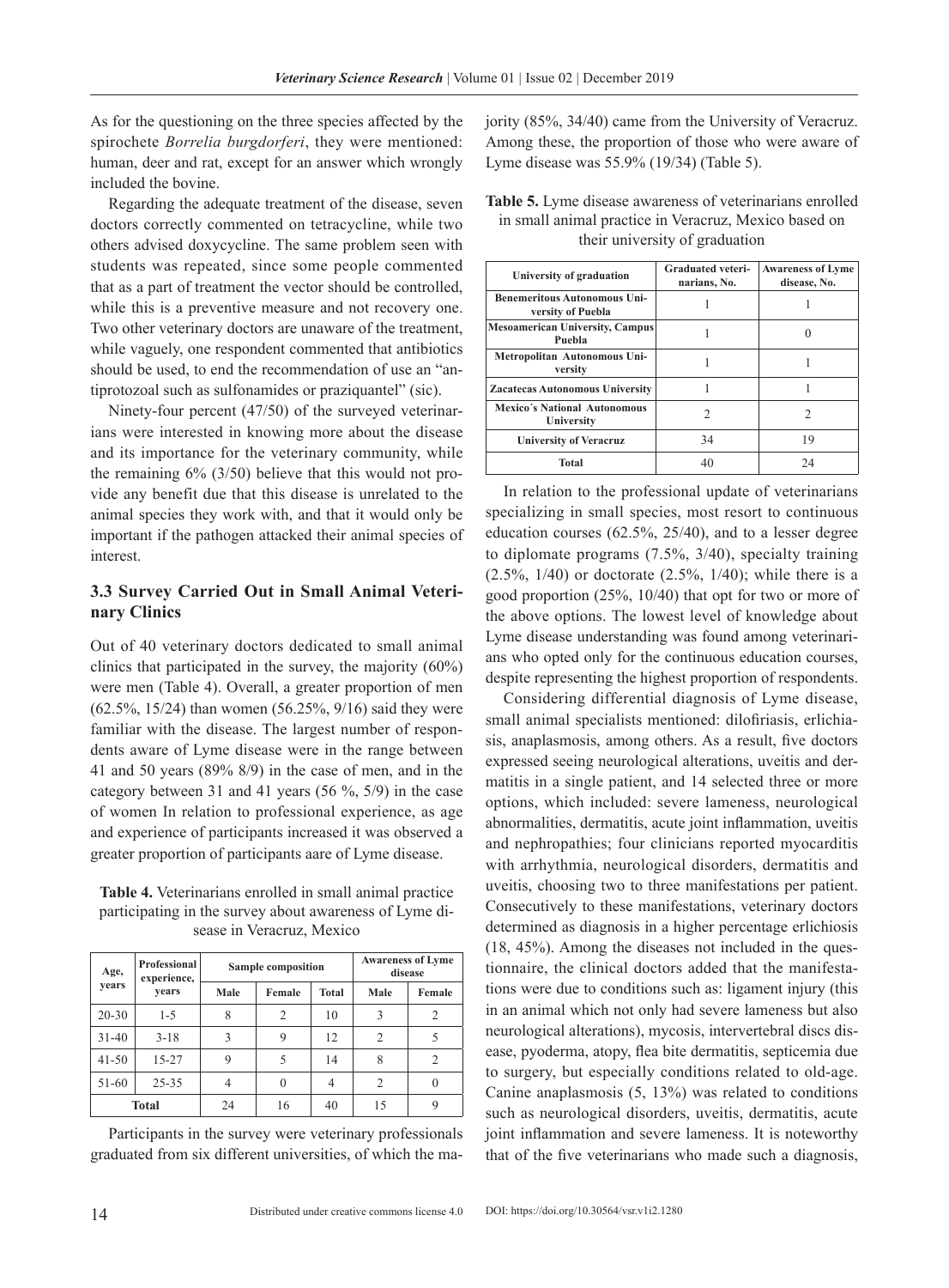As for the questioning on the three species affected by the spirochete *Borrelia burgdorferi*, they were mentioned: human, deer and rat, except for an answer which wrongly included the bovine.

Regarding the adequate treatment of the disease, seven doctors correctly commented on tetracycline, while two others advised doxycycline. The same problem seen with students was repeated, since some people commented that as a part of treatment the vector should be controlled, while this is a preventive measure and not recovery one. Two other veterinary doctors are unaware of the treatment, while vaguely, one respondent commented that antibiotics should be used, to end the recommendation of use an "antiprotozoal such as sulfonamides or praziquantel" (sic).

Ninety-four percent (47/50) of the surveyed veterinarians were interested in knowing more about the disease and its importance for the veterinary community, while the remaining 6% (3/50) believe that this would not provide any benefit due that this disease is unrelated to the animal species they work with, and that it would only be important if the pathogen attacked their animal species of interest.

### 3.3 Survey Carried Out in Small Animal Veterinary Clinics

Out of 40 veterinary doctors dedicated to small animal clinics that participated in the survey, the majority (60%) were men (Table 4). Overall, a greater proportion of men (62.5%, 15/24) than women (56.25%, 9/16) said they were familiar with the disease. The largest number of respondents aware of Lyme disease were in the range between 41 and 50 years (89% 8/9) in the case of men, and in the category between 31 and 41 years (56 %, 5/9) in the case of women In relation to professional experience, as age and experience of participants increased it was observed a greater proportion of participants aare of Lyme disease.

**Table 4.** Veterinarians enrolled in small animal practice participating in the survey about awareness of Lyme disease in Veracruz, Mexico

| Age, years | Professional experience, years | Sample composition | | | Awareness of Lyme disease | |
|---|---|---|---|---|---|---|
| | | Male | Female | Total | Male | Female |
| 20-30 | 1-5 | 8 | 2 | 10 | 3 | 2 |
| 31-40 | 3-18 | 3 | 9 | 12 | 2 | 5 |
| 41-50 | 15-27 | 9 | 5 | 14 | 8 | 2 |
| 51-60 | 25-35 | 4 | 0 | 4 | 2 | 0 |
| Total | | 24 | 16 | 40 | 15 | 9 |

Participants in the survey were veterinary professionals graduated from six different universities, of which the majority (85%, 34/40) came from the University of Veracruz. Among these, the proportion of those who were aware of Lyme disease was 55.9% (19/34) (Table 5).

**Table 5.** Lyme disease awareness of veterinarians enrolled in small animal practice in Veracruz, Mexico based on their university of graduation

| University of graduation | Graduated veterinarians, No. | Awareness of Lyme disease, No. |
|---|---|---|
| Benemeritous Autonomous University of Puebla | 1 | 1 |
| Mesoamerican University, Campus Puebla | 1 | 0 |
| Metropolitan Autonomous University | 1 | 1 |
| Zacatecas Autonomous University | 1 | 1 |
| Mexico´s National Autonomous University | 2 | 2 |
| University of Veracruz | 34 | 19 |
| Total | 40 | 24 |

In relation to the professional update of veterinarians specializing in small species, most resort to continuous education courses (62.5%, 25/40), and to a lesser degree to diplomate programs (7.5%, 3/40), specialty training (2.5%, 1/40) or doctorate (2.5%, 1/40); while there is a good proportion (25%, 10/40) that opt for two or more of the above options. The lowest level of knowledge about Lyme disease understanding was found among veterinarians who opted only for the continuous education courses, despite representing the highest proportion of respondents.

Considering differential diagnosis of Lyme disease, small animal specialists mentioned: dilofiriasis, erlichiasis, anaplasmosis, among others. As a result, five doctors expressed seeing neurological alterations, uveitis and dermatitis in a single patient, and 14 selected three or more options, which included: severe lameness, neurological abnormalities, dermatitis, acute joint inflammation, uveitis and nephropathies; four clinicians reported myocarditis with arrhythmia, neurological disorders, dermatitis and uveitis, choosing two to three manifestations per patient. Consecutively to these manifestations, veterinary doctors determined as diagnosis in a higher percentage erlichiosis (18, 45%). Among the diseases not included in the questionnaire, the clinical doctors added that the manifestations were due to conditions such as: ligament injury (this in an animal which not only had severe lameness but also neurological alterations), mycosis, intervertebral discs disease, pyoderma, atopy, flea bite dermatitis, septicemia due to surgery, but especially conditions related to old-age. Canine anaplasmosis (5, 13%) was related to conditions such as neurological disorders, uveitis, dermatitis, acute joint inflammation and severe lameness. It is noteworthy that of the five veterinarians who made such a diagnosis,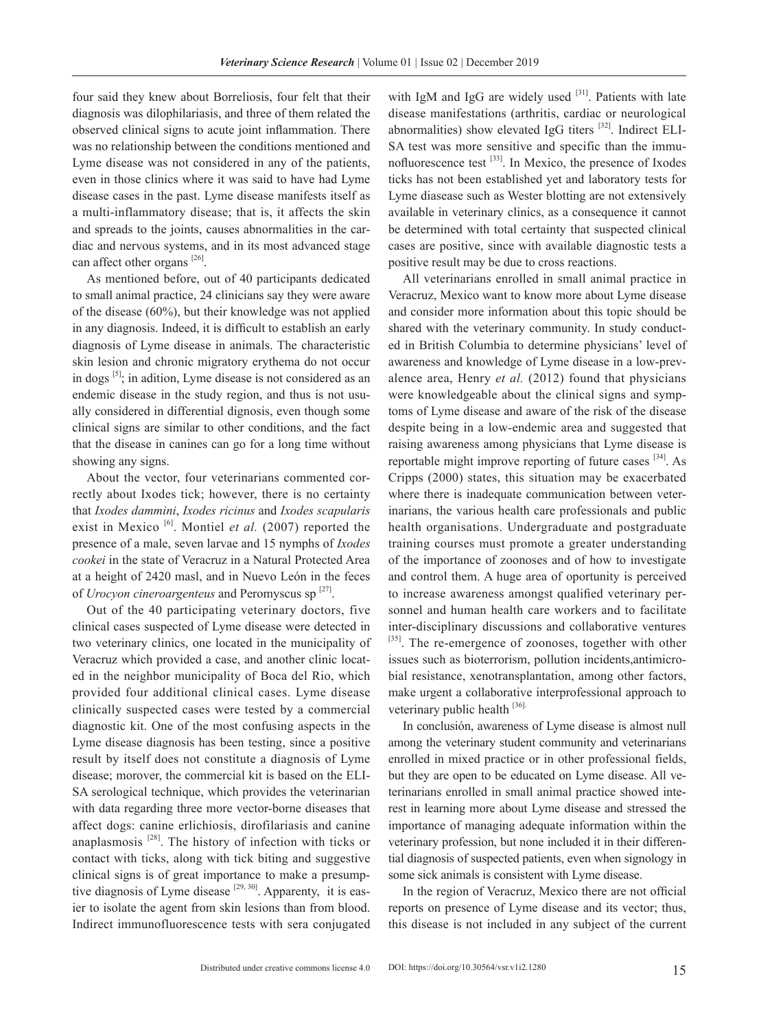four said they knew about Borreliosis, four felt that their diagnosis was dilophilariasis, and three of them related the observed clinical signs to acute joint inflammation. There was no relationship between the conditions mentioned and Lyme disease was not considered in any of the patients, even in those clinics where it was said to have had Lyme disease cases in the past. Lyme disease manifests itself as a multi-inflammatory disease; that is, it affects the skin and spreads to the joints, causes abnormalities in the cardiac and nervous systems, and in its most advanced stage can affect other organs [26].

As mentioned before, out of 40 participants dedicated to small animal practice, 24 clinicians say they were aware of the disease (60%), but their knowledge was not applied in any diagnosis. Indeed, it is difficult to establish an early diagnosis of Lyme disease in animals. The characteristic skin lesion and chronic migratory erythema do not occur in dogs [5]; in adition, Lyme disease is not considered as an endemic disease in the study region, and thus is not usually considered in differential dignosis, even though some clinical signs are similar to other conditions, and the fact that the disease in canines can go for a long time without showing any signs.

About the vector, four veterinarians commented correctly about Ixodes tick; however, there is no certainty that *Ixodes dammini*, *Ixodes ricinus* and *Ixodes scapularis* exist in Mexico [6]. Montiel *et al.* (2007) reported the presence of a male, seven larvae and 15 nymphs of *Ixodes cookei* in the state of Veracruz in a Natural Protected Area at a height of 2420 masl, and in Nuevo León in the feces of *Urocyon cineroargenteus* and Peromyscus sp [27].

Out of the 40 participating veterinary doctors, five clinical cases suspected of Lyme disease were detected in two veterinary clinics, one located in the municipality of Veracruz which provided a case, and another clinic located in the neighbor municipality of Boca del Rio, which provided four additional clinical cases. Lyme disease clinically suspected cases were tested by a commercial diagnostic kit. One of the most confusing aspects in the Lyme disease diagnosis has been testing, since a positive result by itself does not constitute a diagnosis of Lyme disease; morover, the commercial kit is based on the ELISA serological technique, which provides the veterinarian with data regarding three more vector-borne diseases that affect dogs: canine erlichiosis, dirofilariasis and canine anaplasmosis [28]. The history of infection with ticks or contact with ticks, along with tick biting and suggestive clinical signs is of great importance to make a presumptive diagnosis of Lyme disease [29, 30]. Apparenty, it is easier to isolate the agent from skin lesions than from blood. Indirect immunofluorescence tests with sera conjugated with IgM and IgG are widely used [31]. Patients with late disease manifestations (arthritis, cardiac or neurological abnormalities) show elevated IgG titers [32]. Indirect ELISA test was more sensitive and specific than the immunofluorescence test [33]. In Mexico, the presence of Ixodes ticks has not been established yet and laboratory tests for Lyme diasease such as Wester blotting are not extensively available in veterinary clinics, as a consequence it cannot be determined with total certainty that suspected clinical cases are positive, since with available diagnostic tests a positive result may be due to cross reactions.

All veterinarians enrolled in small animal practice in Veracruz, Mexico want to know more about Lyme disease and consider more information about this topic should be shared with the veterinary community. In study conducted in British Columbia to determine physicians' level of awareness and knowledge of Lyme disease in a low-prevalence area, Henry *et al.* (2012) found that physicians were knowledgeable about the clinical signs and symptoms of Lyme disease and aware of the risk of the disease despite being in a low-endemic area and suggested that raising awareness among physicians that Lyme disease is reportable might improve reporting of future cases [34]. As Cripps (2000) states, this situation may be exacerbated where there is inadequate communication between veterinarians, the various health care professionals and public health organisations. Undergraduate and postgraduate training courses must promote a greater understanding of the importance of zoonoses and of how to investigate and control them. A huge area of oportunity is perceived to increase awareness amongst qualified veterinary personnel and human health care workers and to facilitate inter-disciplinary discussions and collaborative ventures [35]. The re-emergence of zoonoses, together with other issues such as bioterrorism, pollution incidents,antimicrobial resistance, xenotransplantation, among other factors, make urgent a collaborative interprofessional approach to veterinary public health [36].

In conclusión, awareness of Lyme disease is almost null among the veterinary student community and veterinarians enrolled in mixed practice or in other professional fields, but they are open to be educated on Lyme disease. All veterinarians enrolled in small animal practice showed interest in learning more about Lyme disease and stressed the importance of managing adequate information within the veterinary profession, but none included it in their differential diagnosis of suspected patients, even when signology in some sick animals is consistent with Lyme disease.

In the region of Veracruz, Mexico there are not official reports on presence of Lyme disease and its vector; thus, this disease is not included in any subject of the current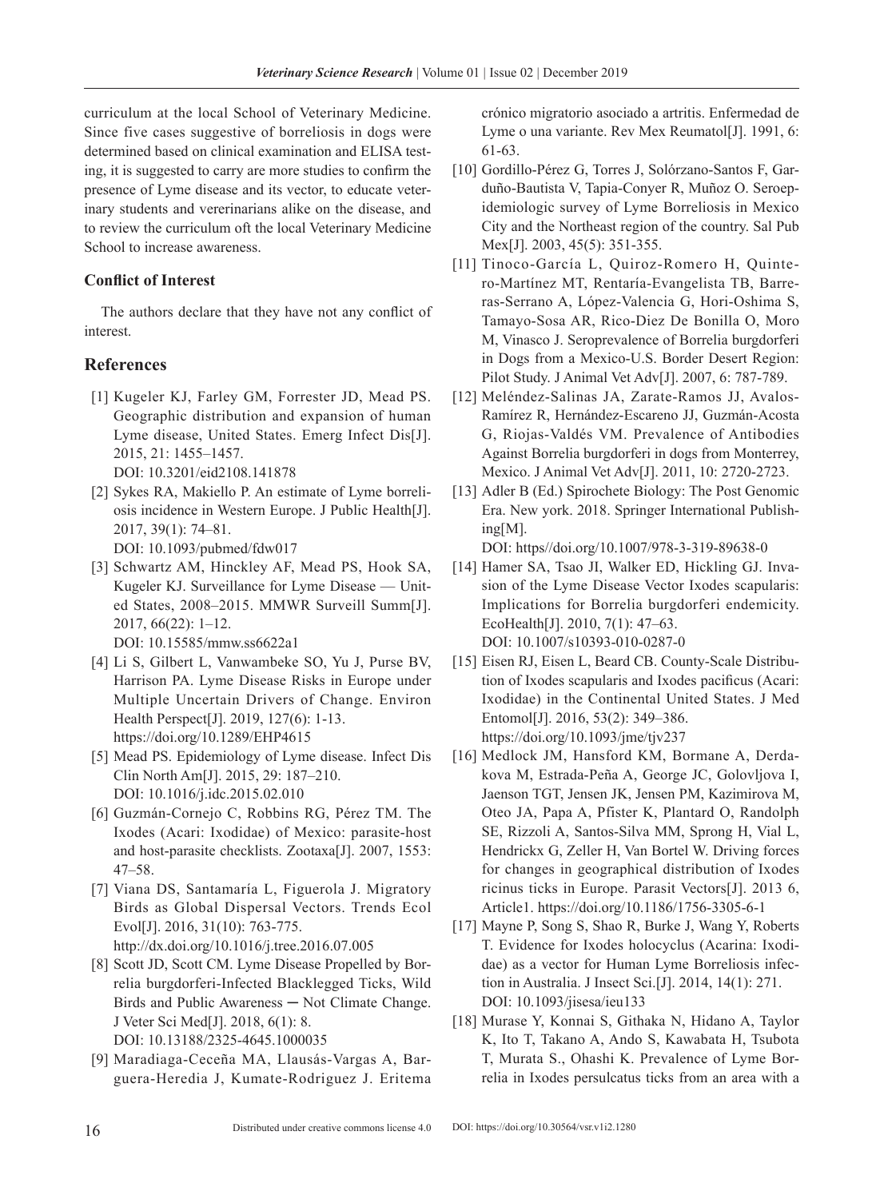curriculum at the local School of Veterinary Medicine. Since five cases suggestive of borreliosis in dogs were determined based on clinical examination and ELISA testing, it is suggested to carry are more studies to confirm the presence of Lyme disease and its vector, to educate veterinary students and vererinarians alike on the disease, and to review the curriculum oft the local Veterinary Medicine School to increase awareness.

### Conflict of Interest

The authors declare that they have not any conflict of interest.

## References

[1] Kugeler KJ, Farley GM, Forrester JD, Mead PS. Geographic distribution and expansion of human Lyme disease, United States. Emerg Infect Dis[J]. 2015, 21: 1455–1457.
DOI: 10.3201/eid2108.141878

[2] Sykes RA, Makiello P. An estimate of Lyme borreliosis incidence in Western Europe. J Public Health[J]. 2017, 39(1): 74–81.
DOI: 10.1093/pubmed/fdw017

[3] Schwartz AM, Hinckley AF, Mead PS, Hook SA, Kugeler KJ. Surveillance for Lyme Disease — United States, 2008–2015. MMWR Surveill Summ[J]. 2017, 66(22): 1–12.
DOI: 10.15585/mmw.ss6622a1

[4] Li S, Gilbert L, Vanwambeke SO, Yu J, Purse BV, Harrison PA. Lyme Disease Risks in Europe under Multiple Uncertain Drivers of Change. Environ Health Perspect[J]. 2019, 127(6): 1-13.
https://doi.org/10.1289/EHP4615

[5] Mead PS. Epidemiology of Lyme disease. Infect Dis Clin North Am[J]. 2015, 29: 187–210.
DOI: 10.1016/j.idc.2015.02.010

[6] Guzmán-Cornejo C, Robbins RG, Pérez TM. The Ixodes (Acari: Ixodidae) of Mexico: parasite-host and host-parasite checklists. Zootaxa[J]. 2007, 1553: 47–58.

[7] Viana DS, Santamaría L, Figuerola J. Migratory Birds as Global Dispersal Vectors. Trends Ecol Evol[J]. 2016, 31(10): 763-775.
http://dx.doi.org/10.1016/j.tree.2016.07.005

[8] Scott JD, Scott CM. Lyme Disease Propelled by Borrelia burgdorferi-Infected Blacklegged Ticks, Wild Birds and Public Awareness ─ Not Climate Change. J Veter Sci Med[J]. 2018, 6(1): 8.
DOI: 10.13188/2325-4645.1000035

[9] Maradiaga-Ceceña MA, Llausás-Vargas A, Barguera-Heredia J, Kumate-Rodriguez J. Eritema crónico migratorio asociado a artritis. Enfermedad de Lyme o una variante. Rev Mex Reumatol[J]. 1991, 6: 61-63.

[10] Gordillo-Pérez G, Torres J, Solórzano-Santos F, Garduño-Bautista V, Tapia-Conyer R, Muñoz O. Seroepidemiologic survey of Lyme Borreliosis in Mexico City and the Northeast region of the country. Sal Pub Mex[J]. 2003, 45(5): 351-355.

[11] Tinoco-García L, Quiroz-Romero H, Quintero-Martínez MT, Rentaría-Evangelista TB, Barreras-Serrano A, López-Valencia G, Hori-Oshima S, Tamayo-Sosa AR, Rico-Diez De Bonilla O, Moro M, Vinasco J. Seroprevalence of Borrelia burgdorferi in Dogs from a Mexico-U.S. Border Desert Region: Pilot Study. J Animal Vet Adv[J]. 2007, 6: 787-789.

[12] Meléndez-Salinas JA, Zarate-Ramos JJ, Avalos-Ramírez R, Hernández-Escareno JJ, Guzmán-Acosta G, Riojas-Valdés VM. Prevalence of Antibodies Against Borrelia burgdorferi in dogs from Monterrey, Mexico. J Animal Vet Adv[J]. 2011, 10: 2720-2723.

[13] Adler B (Ed.) Spirochete Biology: The Post Genomic Era. New york. 2018. Springer International Publishing[M].
DOI: https//doi.org/10.1007/978-3-319-89638-0

[14] Hamer SA, Tsao JI, Walker ED, Hickling GJ. Invasion of the Lyme Disease Vector Ixodes scapularis: Implications for Borrelia burgdorferi endemicity. EcoHealth[J]. 2010, 7(1): 47–63.
DOI: 10.1007/s10393-010-0287-0

[15] Eisen RJ, Eisen L, Beard CB. County-Scale Distribution of Ixodes scapularis and Ixodes pacificus (Acari: Ixodidae) in the Continental United States. J Med Entomol[J]. 2016, 53(2): 349–386.
https://doi.org/10.1093/jme/tjv237

[16] Medlock JM, Hansford KM, Bormane A, Derdakova M, Estrada-Peña A, George JC, Golovljova I, Jaenson TGT, Jensen JK, Jensen PM, Kazimirova M, Oteo JA, Papa A, Pfister K, Plantard O, Randolph SE, Rizzoli A, Santos-Silva MM, Sprong H, Vial L, Hendrickx G, Zeller H, Van Bortel W. Driving forces for changes in geographical distribution of Ixodes ricinus ticks in Europe. Parasit Vectors[J]. 2013 6, Article1. https://doi.org/10.1186/1756-3305-6-1

[17] Mayne P, Song S, Shao R, Burke J, Wang Y, Roberts T. Evidence for Ixodes holocyclus (Acarina: Ixodidae) as a vector for Human Lyme Borreliosis infection in Australia. J Insect Sci.[J]. 2014, 14(1): 271.
DOI: 10.1093/jisesa/ieu133

[18] Murase Y, Konnai S, Githaka N, Hidano A, Taylor K, Ito T, Takano A, Ando S, Kawabata H, Tsubota T, Murata S., Ohashi K. Prevalence of Lyme Borrelia in Ixodes persulcatus ticks from an area with a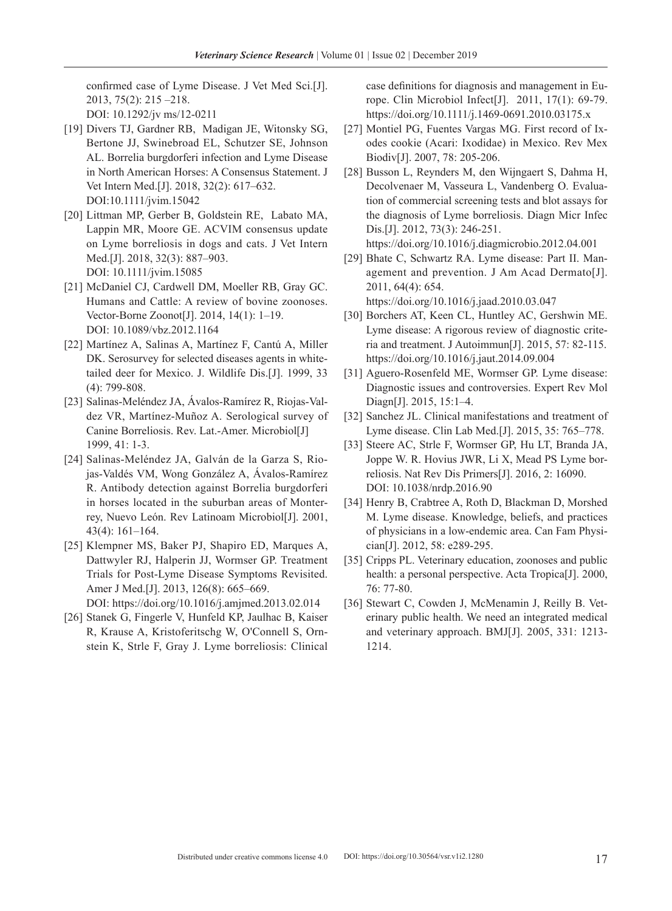confirmed case of Lyme Disease. J Vet Med Sci.[J]. 2013, 75(2): 215 –218.
DOI: 10.1292/jv ms/12-0211

[19] Divers TJ, Gardner RB, Madigan JE, Witonsky SG, Bertone JJ, Swinebroad EL, Schutzer SE, Johnson AL. Borrelia burgdorferi infection and Lyme Disease in North American Horses: A Consensus Statement. J Vet Intern Med.[J]. 2018, 32(2): 617–632.
DOI:10.1111/jvim.15042

[20] Littman MP, Gerber B, Goldstein RE, Labato MA, Lappin MR, Moore GE. ACVIM consensus update on Lyme borreliosis in dogs and cats. J Vet Intern Med.[J]. 2018, 32(3): 887–903.
DOI: 10.1111/jvim.15085

[21] McDaniel CJ, Cardwell DM, Moeller RB, Gray GC. Humans and Cattle: A review of bovine zoonoses. Vector-Borne Zoonot[J]. 2014, 14(1): 1–19.
DOI: 10.1089/vbz.2012.1164

[22] Martínez A, Salinas A, Martínez F, Cantú A, Miller DK. Serosurvey for selected diseases agents in white-tailed deer for Mexico. J. Wildlife Dis.[J]. 1999, 33 (4): 799-808.

[23] Salinas-Meléndez JA, Ávalos-Ramírez R, Riojas-Valdez VR, Martínez-Muñoz A. Serological survey of Canine Borreliosis. Rev. Lat.-Amer. Microbiol[J] 1999, 41: 1-3.

[24] Salinas-Meléndez JA, Galván de la Garza S, Riojas-Valdés VM, Wong González A, Ávalos-Ramírez R. Antibody detection against Borrelia burgdorferi in horses located in the suburban areas of Monterrey, Nuevo León. Rev Latinoam Microbiol[J]. 2001, 43(4): 161–164.

[25] Klempner MS, Baker PJ, Shapiro ED, Marques A, Dattwyler RJ, Halperin JJ, Wormser GP. Treatment Trials for Post-Lyme Disease Symptoms Revisited. Amer J Med.[J]. 2013, 126(8): 665–669.
DOI: https://doi.org/10.1016/j.amjmed.2013.02.014

[26] Stanek G, Fingerle V, Hunfeld KP, Jaulhac B, Kaiser R, Krause A, Kristoferitschg W, O'Connell S, Ornstein K, Strle F, Gray J. Lyme borreliosis: Clinical case definitions for diagnosis and management in Europe. Clin Microbiol Infect[J]. 2011, 17(1): 69-79.
https://doi.org/10.1111/j.1469-0691.2010.03175.x

[27] Montiel PG, Fuentes Vargas MG. First record of Ixodes cookie (Acari: Ixodidae) in Mexico. Rev Mex Biodiv[J]. 2007, 78: 205-206.

[28] Busson L, Reynders M, den Wijngaert S, Dahma H, Decolvenaer M, Vasseura L, Vandenberg O. Evaluation of commercial screening tests and blot assays for the diagnosis of Lyme borreliosis. Diagn Micr Infec Dis.[J]. 2012, 73(3): 246-251.
https://doi.org/10.1016/j.diagmicrobio.2012.04.001

[29] Bhate C, Schwartz RA. Lyme disease: Part II. Management and prevention. J Am Acad Dermato[J]. 2011, 64(4): 654.
https://doi.org/10.1016/j.jaad.2010.03.047

[30] Borchers AT, Keen CL, Huntley AC, Gershwin ME. Lyme disease: A rigorous review of diagnostic criteria and treatment. J Autoimmun[J]. 2015, 57: 82-115.
https://doi.org/10.1016/j.jaut.2014.09.004

[31] Aguero-Rosenfeld ME, Wormser GP. Lyme disease: Diagnostic issues and controversies. Expert Rev Mol Diagn[J]. 2015, 15:1–4.

[32] Sanchez JL. Clinical manifestations and treatment of Lyme disease. Clin Lab Med.[J]. 2015, 35: 765–778.

[33] Steere AC, Strle F, Wormser GP, Hu LT, Branda JA, Joppe W. R. Hovius JWR, Li X, Mead PS Lyme borreliosis. Nat Rev Dis Primers[J]. 2016, 2: 16090.
DOI: 10.1038/nrdp.2016.90

[34] Henry B, Crabtree A, Roth D, Blackman D, Morshed M. Lyme disease. Knowledge, beliefs, and practices of physicians in a low-endemic area. Can Fam Physician[J]. 2012, 58: e289-295.

[35] Cripps PL. Veterinary education, zoonoses and public health: a personal perspective. Acta Tropica[J]. 2000, 76: 77-80.

[36] Stewart C, Cowden J, McMenamin J, Reilly B. Veterinary public health. We need an integrated medical and veterinary approach. BMJ[J]. 2005, 331: 1213-1214.